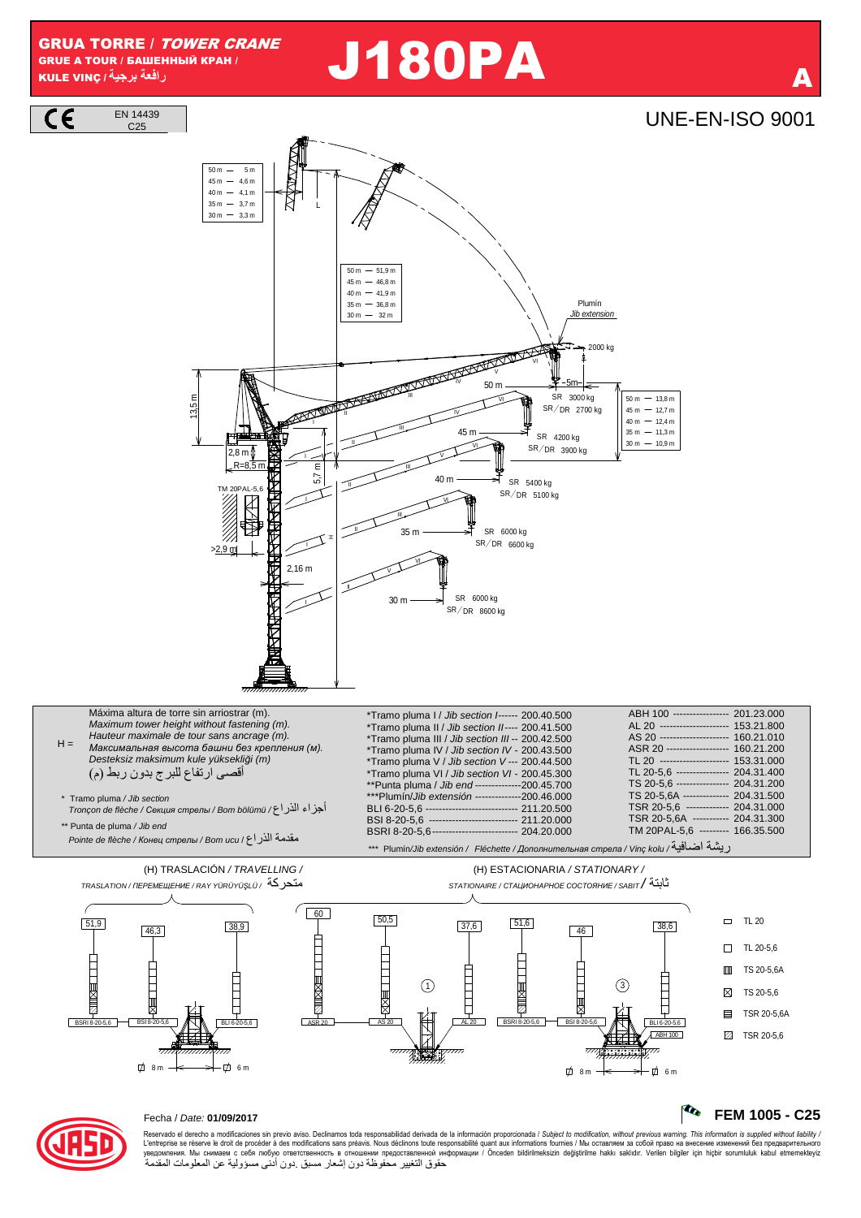# GRUA TORRE / *TOWER CRANE*

GRUE A TOUR / БАШЕННЫЙ КРАН / KULE VINÇ / رافعة برجية

# J180PA

**A**

EN 14439 C25

UNE-EN-ISO 9001

| L | |
|---|---|
| 50 m | 5 m |
| 45 m | 4,6 m |
| 40 m | 4,1 m |
| 35 m | 3,7 m |
| 30 m | 3,3 m |

| | |
|---|---|
| 50 m | 51,9 m |
| 45 m | 46,8 m |
| 40 m | 41,9 m |
| 35 m | 36,8 m |
| 30 m | 32 m |

Plumín / *Jib extension*

2000 kg — 5m

| | |
|---|---|
| 50 m | 13,8 m |
| 45 m | 12,7 m |
| 40 m | 12,4 m |
| 35 m | 11,3 m |
| 30 m | 10,9 m |

| Jib | SR | SR/DR |
|---|---|---|
| 50 m | 3000 kg | 2700 kg |
| 45 m | 4200 kg | 3900 kg |
| 40 m | 5400 kg | 5100 kg |
| 35 m | 6000 kg | 6600 kg |
| 30 m | 6000 kg | 8600 kg |

13,5 m; 2,8 m; R=8,5 m; 5,7 m; TM 20PAL-5,6; >2,9 m; 2,16 m; H

H = Máxima altura de torre sin arriostrar (m).
*Maximum tower height without fastening (m).*
*Hauteur maximale de tour sans ancrage (m).*
*Максимальная высота башни без крепления (м).*
*Desteksiz maksimum kule yüksekliği (m)*
أقصى ارتفاع للبرج بدون ربط (م)

\* Tramo pluma / *Jib section*
*Tronçon de flèche / Секция стрелы / Bom bölümü /* أجزاء الذراع

\*\* Punta de pluma / *Jib end*
*Pointe de flèche / Конец стрелы / Bom ucu /* مقدمة الذراع

| | |
|---|---|
| *Tramo pluma I / *Jib section I* | 200.40.500 |
| *Tramo pluma II / *Jib section II* | 200.41.500 |
| *Tramo pluma III / *Jib section III* | 200.42.500 |
| *Tramo pluma IV / *Jib section IV* | 200.43.500 |
| *Tramo pluma V / *Jib section V* | 200.44.500 |
| *Tramo pluma VI / *Jib section VI* | 200.45.300 |
| **Punta pluma / *Jib end* | 200.45.700 |
| ***Plumín/*Jib extension* | 200.46.000 |
| BLI 6-20-5,6 | 211.20.500 |
| BSI 8-20-5,6 | 211.20.000 |
| BSRI 8-20-5,6 | 204.20.000 |

| | |
|---|---|
| ABH 100 | 201.23.000 |
| AL 20 | 153.21.800 |
| AS 20 | 160.21.010 |
| ASR 20 | 160.21.200 |
| TL 20 | 153.31.000 |
| TL 20-5,6 | 204.31.400 |
| TS 20-5,6 | 204.31.200 |
| TS 20-5,6A | 204.31.500 |
| TSR 20-5,6 | 204.31.000 |
| TSR 20-5,6A | 204.31.300 |
| TM 20PAL-5,6 | 166.35.500 |

\*\*\* Plumín/*Jib extensión / Fléchette / Дополнительная стрела / Vinç kolu /* ريشة اضافية

(H) TRASLACIÓN / *TRAVELLING* / *TRASLATION / ПЕРЕМЕЩЕНИЕ / RAY YÜRÜYÜŞLÜ /* متحركة

| BSRI 8-20-5,6 | BSI 8-20-5,6 | BLI 6-20-5,6 |
|---|---|---|
| 51,9 | 46,3 | 38,9 |

Ø 8 m — Ø 6 m

(H) ESTACIONARIA / *STATIONARY* / *STATIONAIRE / СТАЦИОНАРНОЕ СОСТОЯНИЕ / SABIT /* ثابتة

| ASR 20 | AS 20 | AL 20 | BSRI 8-20-5,6 | BSI 8-20-5,6 | BLI 6-20-5,6 / ABH 100 |
|---|---|---|---|---|---|
| 60 | 50,5 | 37,6 | 51,6 | 46 | 38,6 |

① ③

Ø 8 m — Ø 6 m

Leyenda: TL 20; TL 20-5,6; TS 20-5,6A; TS 20-5,6; TSR 20-5,6A; TSR 20-5,6

Fecha / *Date:* **01/09/2017**

**FEM 1005 - C25**

Reservado el derecho a modificaciones sin previo aviso. Declinamos toda responsabilidad derivada de la información proporcionada / *Subject to modification, without previous warning. This information is supplied without liability /* L'entreprise se réserve le droit de procéder à des modifications sans préavis. Nous déclinons toute responsabilité quant aux informations fournies / Мы оставляем за собой право на внесение изменений без предварительного уведомления. Мы снимаем с себя любую ответственность в отношении предоставленной информации / Önceden bildirilmeksizin değiştirilme hakkı saklıdır. Verilen bilgiler için hiçbir sorumluluk kabul etmemekteyiz
حقوق التغيير محفوظة دون إشعار مسبق .دون أدنى مسؤولية عن المعلومات المقدمة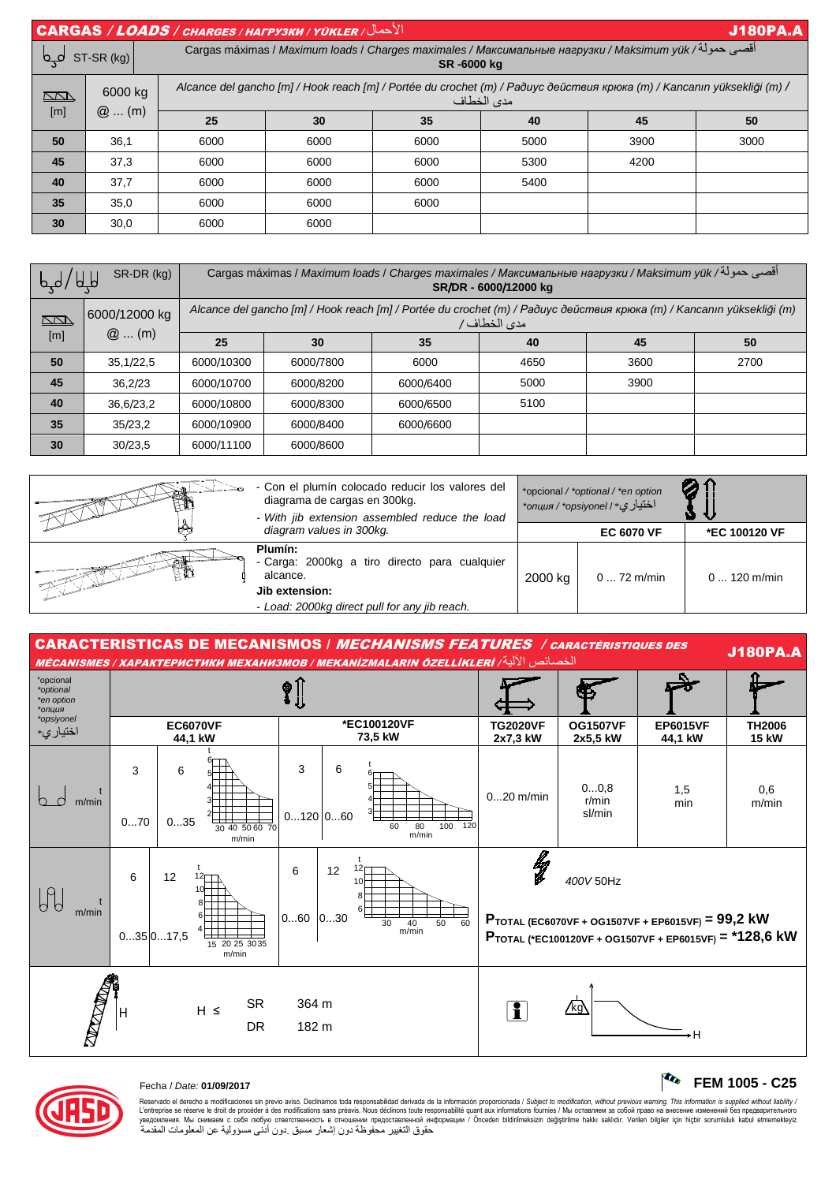## CARGAS / *LOADS* / *CHARGES* / *НАГРУЗКИ* / *YÜKLER* / الأحمال — J180PA.A

| ST-SR (kg) | | Cargas máximas / *Maximum loads* / *Charges maximales* / *Максимальные нагрузки* / *Maksimum yük* / أقصى حمولة **SR -6000 kg** | | | | | |
|---|---|---|---|---|---|---|---|
| [m] | 6000 kg @ ... (m) | Alcance del gancho [m] / *Hook reach [m]* / *Portée du crochet (m)* / *Радиус действия крюка (m)* / *Kancanın yüksekliği (m)* / مدى الخطاف | | | | | |
| | | **25** | **30** | **35** | **40** | **45** | **50** |
| **50** | 36,1 | 6000 | 6000 | 6000 | 5000 | 3900 | 3000 |
| **45** | 37,3 | 6000 | 6000 | 6000 | 5300 | 4200 | |
| **40** | 37,7 | 6000 | 6000 | 6000 | 5400 | | |
| **35** | 35,0 | 6000 | 6000 | 6000 | | | |
| **30** | 30,0 | 6000 | 6000 | | | | |

| SR-DR (kg) | | Cargas máximas / *Maximum loads* / *Charges maximales* / *Максимальные нагрузки* / *Maksimum yük* / أقصى حمولة **SR/DR - 6000/12000 kg** | | | | | |
|---|---|---|---|---|---|---|---|
| [m] | 6000/12000 kg @ ... (m) | Alcance del gancho [m] / *Hook reach [m]* / *Portée du crochet (m)* / *Радиус действия крюка (m)* / *Kancanın yüksekliği (m)* / مدى الخطاف | | | | | |
| | | **25** | **30** | **35** | **40** | **45** | **50** |
| **50** | 35,1/22,5 | 6000/10300 | 6000/7800 | 6000 | 4650 | 3600 | 2700 |
| **45** | 36,2/23 | 6000/10700 | 6000/8200 | 6000/6400 | 5000 | 3900 | |
| **40** | 36,6/23,2 | 6000/10800 | 6000/8300 | 6000/6500 | 5100 | | |
| **35** | 35/23,2 | 6000/10900 | 6000/8400 | 6000/6600 | | | |
| **30** | 30/23,5 | 6000/11100 | 6000/8600 | | | | |

- Con el plumín colocado reducir los valores del diagrama de cargas en 300kg.
- *With jib extension assembled reduce the load diagram values in 300kg.*

**Plumín:**
- Carga: 2000kg a tiro directo para cualquier alcance.

**Jib extension:**
- *Load: 2000kg direct pull for any jib reach.*

| *opcional / *optional / *en option *опция / *opsiyonel / *اختياري | | |
|---|---|---|
| | **EC 6070 VF** | ***EC 100120 VF** |
| 2000 kg | 0 ... 72 m/min | 0 ... 120 m/min |

## CARACTERISTICAS DE MECANISMOS / *MECHANISMS FEATURES* / *CARACTÉRISTIQUES DES MÉCANISMES* / *ХАРАКТЕРИСТИКИ МЕХАНИЗМОВ* / *MEKANİZMALARIN ÖZELLİKLERİ* / الخصائص الآلية — J180PA.A

*opcional *optional *en option *опция *opsiyonel *اختياري

| | **EC6070VF 44,1 kW** | **\*EC100120VF 73,5 kW** | **TG2020VF 2x7,3 kW** | **OG1507VF 2x5,5 kW** | **EP6015VF 44,1 kW** | **TH2006 15 kW** |
|---|---|---|---|---|---|---|
| t / m/min (SR) | 3 t: 0...70; 6 t: 0...35 | 3 t: 0...120; 6 t: 0...60 | 0...20 m/min | 0...0,8 r/min sl/min | 1,5 min | 0,6 m/min |
| t / m/min (DR) | 6 t: 0...35; 12 t: 0...17,5 | 6 t: 0...60; 12 t: 0...30 | 400V 50Hz | | | |

$P_{TOTAL}$ (EC6070VF + OG1507VF + EP6015VF) = **99,2 kW**

$P_{TOTAL}$ (\*EC100120VF + OG1507VF + EP6015VF) = **\*128,6 kW**

| H ≤ | |
|---|---|
| SR | 364 m |
| DR | 182 m |

Fecha / *Date:* **01/09/2017**

**FEM 1005 - C25**

Reservado el derecho a modificaciones sin previo aviso. Declinamos toda responsabilidad derivada de la información proporcionada / *Subject to modification, without previous warning. This information is supplied without liability* / L'entreprise se réserve le droit de procéder à des modifications sans préavis. Nous déclinons toute responsabilité quant aux informations fournies / Мы оставляем за собой право на внесение изменений без предварительного уведомления. Мы снимаем с себя любую ответственность в отношении предоставленной информации / Önceden bildirilmeksizin değiştirilme hakkı saklıdır. Verilen bilgiler için hiçbir sorumluluk kabul etmemekteyiz حقوق التغيير محفوظة دون إشعار مسبق .دون أدنى مسؤولية عن المعلومات المقدمة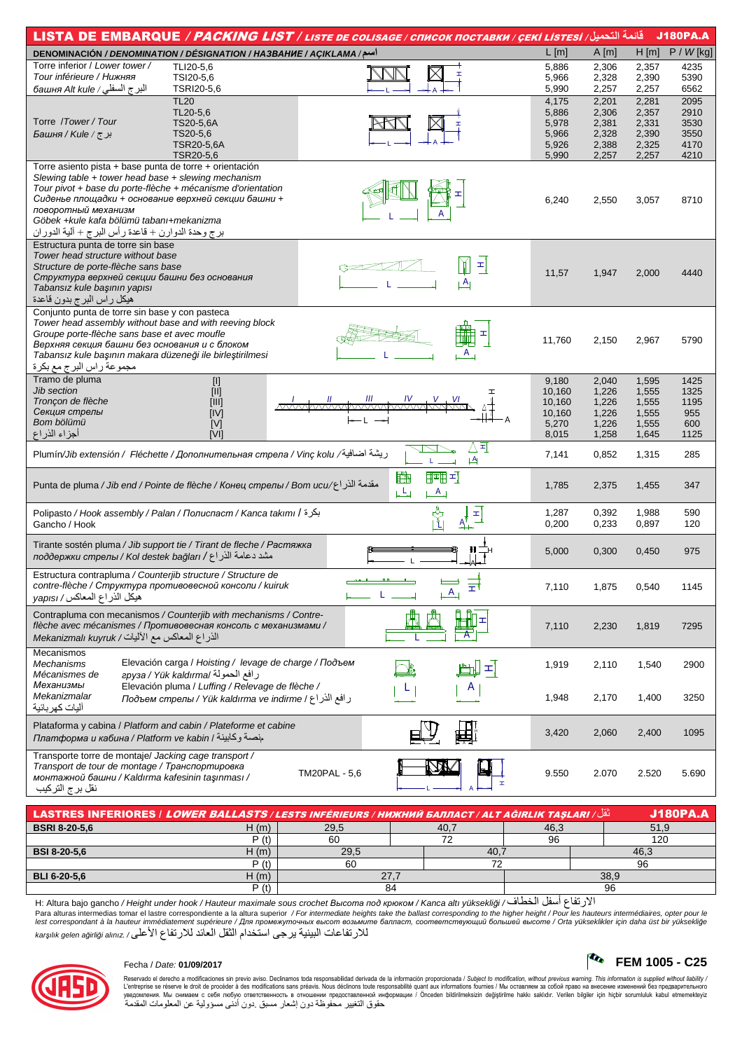## LISTA DE EMBARQUE / *PACKING LIST / LISTE DE COLISAGE / СПИСОК ПОСТАВКИ / ÇEKİ LİSTESİ* / قائمة التحميل — J180PA.A

| DENOMINACIÓN / *DENOMINATION / DÉSIGNATION / НАЗВАНИЕ / AÇIKLAMA* / اسم | | L [m] | A [m] | H [m] | P / *W* [kg] |
|---|---|---|---|---|---|
| Torre inferior / *Lower tower / Нижняя башня Alt kule* / البرج السفلي | TLI20-5,6 | 5,886 | 2,306 | 2,357 | 4235 |
| | TSI20-5,6 | 5,966 | 2,328 | 2,390 | 5390 |
| | TSRI20-5,6 | 5,990 | 2,257 | 2,257 | 6562 |
| Torre /*Tower / Tour Башня / Kule* / برج | TL20 | 4,175 | 2,201 | 2,281 | 2095 |
| | TL20-5,6 | 5,886 | 2,306 | 2,357 | 2910 |
| | TS20-5,6A | 5,978 | 2,381 | 2,331 | 3530 |
| | TS20-5,6 | 5,966 | 2,328 | 2,390 | 3550 |
| | TSR20-5,6A | 5,926 | 2,388 | 2,325 | 4170 |
| | TSR20-5,6 | 5,990 | 2,257 | 2,257 | 4210 |
| Torre asiento pista + base punta de torre + orientación *Slewing table + tower head base + slewing mechanism Tour pivot + base du porte-flèche + mécanisme d'orientation Сиденье площадки + основание верхней секции башни + поворотный механизм Göbek +kule kafa bölümü tabanı+mekanizma* برج وحدة الدوران + قاعدة رأس البرج + آلية الدوران | | 6,240 | 2,550 | 3,057 | 8710 |
| Estructura punta de torre sin base *Tower head structure without base Structure de porte-flèche sans base Структура верхней секции башни без основания Tabansız kule başının yapısı* هيكل رأس البرج بدون قاعدة | | 11,57 | 1,947 | 2,000 | 4440 |
| Conjunto punta de torre sin base y con pasteca *Tower head assembly without base and with reeving block Groupe porte-flèche sans base et avec moufle Верхняя секция башни без основания и с блоком Tabansız kule başının makara düzeneği ile birleştirilmesi* مجموعة رأس البرج مع بكرة | | 11,760 | 2,150 | 2,967 | 5790 |
| Tramo de pluma *Jib section Tronçon de flèche Секция стрелы Bom bölümü* أجزاء الذراع | [I] | 9,180 | 2,040 | 1,595 | 1425 |
| | [II] | 10,160 | 1,226 | 1,555 | 1325 |
| | [III] | 10,160 | 1,226 | 1,555 | 1195 |
| | [IV] | 10,160 | 1,226 | 1,555 | 955 |
| | [V] | 5,270 | 1,226 | 1,555 | 600 |
| | [VI] | 8,015 | 1,258 | 1,645 | 1125 |
| Plumín/*Jib extension / Fléchette / Дополнительная стрела / Vinç kolu* / ريشة اضافية | | 7,141 | 0,852 | 1,315 | 285 |
| Punta de pluma / *Jib end / Pointe de flèche / Конец стрелы / Bom ucu*/ مقدمة الذراع | | 1,785 | 2,375 | 1,455 | 347 |
| Polipasto / *Hook assembly / Palan / Полиспаст / Kanca takımı* / بكرة | | 1,287 | 0,392 | 1,988 | 590 |
| Gancho / Hook | | 0,200 | 0,233 | 0,897 | 120 |
| Tirante sostén pluma / *Jib support tie / Tirant de fleche / Растяжка поддержки стрелы / Kol destek bağları* / مشد دعامة الذراع | | 5,000 | 0,300 | 0,450 | 975 |
| Estructura contrapluma / *Counterjib structure / Structure de contre-flèche / Структура противовесной консоли / kuiruk yapısı* / هيكل الذراع المعاكس | | 7,110 | 1,875 | 0,540 | 1145 |
| Contrapluma con mecanismos / *Counterjib with mechanisms / Contre-flèche avec mécanismes / Противовесная консоль с механизмами / Mekanizmalı kuyruk* / الذراع المعاكس مع الآليات | | 7,110 | 2,230 | 1,819 | 7295 |
| Mecanismos *Mechanisms Mécanismes de Механизмы Mekanizmalar* آليات كهربائية | Elevación carga / *Hoisting / levage de charge / Подъем груза / Yük kaldırma*/ رافع الحمولة | 1,919 | 2,110 | 1,540 | 2900 |
| | Elevación pluma / *Luffing / Relevage de flèche / Подъем стрелы / Yük kaldırma ve indirme* / رافع الذراع | 1,948 | 2,170 | 1,400 | 3250 |
| Plataforma y cabina / *Platform and cabin / Plateforme et cabine Платформа и кабина / Platform ve kabin* / منصة وكابينة | | 3,420 | 2,060 | 2,400 | 1095 |
| Transporte torre de montaje/ *Jacking cage transport / Transport de tour de montage / Транспортировка монтажной башни / Kaldırma kafesinin taşınması* / نقل برج التركيب | TM20PAL - 5,6 | 9.550 | 2.070 | 2.520 | 5.690 |

## LASTRES INFERIORES / *LOWER BALLASTS / LESTS INFÉRIEURS / НИЖНИЙ БАЛЛАСТ / ALT AĞIRLIK TAŞLARI* / ثقل — J180PA.A

| | | | | | |
|---|---|---|---|---|---|
| **BSRI 8-20-5,6** | H (m) | 29,5 | 40,7 | 46,3 | 51,9 |
| | P (t) | 60 | 72 | 96 | 120 |
| **BSI 8-20-5,6** | H (m) | 29,5 | 40,7 | 46,3 | |
| | P (t) | 60 | 72 | 96 | |
| **BLI 6-20-5,6** | H (m) | 27,7 | 38,9 | | |
| | P (t) | 84 | 96 | | |

H: Altura bajo gancho / *Height under hook / Hauteur maximale sous crochet Высота под крюком / Kanca altı yüksekliği* / الارتفاع أسفل الخطاف

Para alturas intermedias tomar el lastre correspondiente a la altura superior / *For intermediate heights take the ballast corresponding to the higher height / Pour les hauteurs intermédiaires, opter pour le lest correspondant à la hauteur immédiatement supérieure / Для промежуточных высот возьмите балласт, соответствующий большей высоте / Orta yükseklikler için daha üst bir yüksekliğe karşılık gelen ağirliği alınız.* / للارتفاعات البينية يرجى استخدام الثقل العائد للارتفاع الأعلى

Fecha / *Date:* **01/09/2017**

**FEM 1005 - C25**

Reservado el derecho a modificaciones sin previo aviso. Declinamos toda responsabilidad derivada de la información proporcionada / *Subject to modification, without previous warning. This information is supplied without liability* / L'entreprise se réserve le droit de procéder à des modifications sans préavis. Nous déclinons toute responsabilité quant aux informations fournies / Мы оставляем за собой право на внесение изменений без предварительного уведомления. Мы снимаем с себя любую ответственность в отношении предоставленной информации / Önceden bildirilmeksizin değiştirilme hakkı saklıdır. Verilen bilgiler için hiçbir sorumluluk kabul etmemekteyiz حقوق التغيير محفوظة دون إشعار مسبق .دون أدنى مسؤولية عن المعلومات المقدمة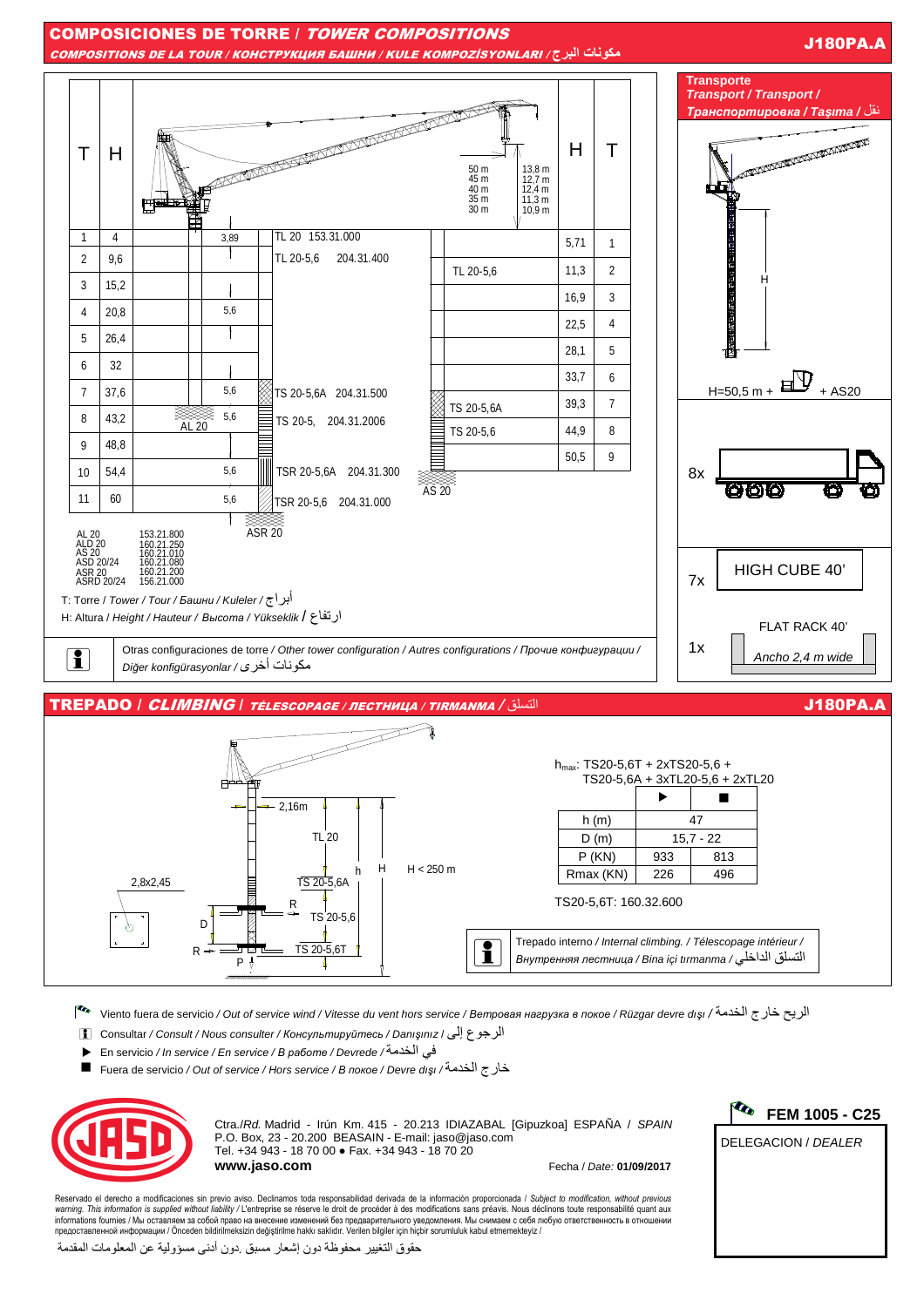# COMPOSICIONES DE TORRE / *TOWER COMPOSITIONS*

*COMPOSITIONS DE LA TOUR / КОНСТРУКЦИЯ БАШНИ / KULE KOMPOZİSYONLARI / مكونات البرج*

J180PA.A

| T | H | | | | | H | T |
|---|---|---|---|---|---|---|---|
| 1 | 4 | 3,89 | TL 20 153.31.000 | | | 5,71 | 1 |
| 2 | 9,6 | | TL 20-5,6 204.31.400 | | TL 20-5,6 | 11,3 | 2 |
| 3 | 15,2 | | | | | 16,9 | 3 |
| 4 | 20,8 | 5,6 | | | | 22,5 | 4 |
| 5 | 26,4 | | | | | 28,1 | 5 |
| 6 | 32 | | | | | 33,7 | 6 |
| 7 | 37,6 | 5,6 | TS 20-5,6A 204.31.500 | | TS 20-5,6A | 39,3 | 7 |
| 8 | 43,2 | AL 20 5,6 | TS 20-5, 204.31.2006 | | TS 20-5,6 | 44,9 | 8 |
| 9 | 48,8 | | | | | 50,5 | 9 |
| 10 | 54,4 | 5,6 | TSR 20-5,6A 204.31.300 | AS 20 | | | |
| 11 | 60 | 5,6 | TSR 20-5,6 204.31.000 | | | | |
| | | | ASR 20 | | | | |

| Jib | H |
|---|---|
| 50 m | 13,8 m |
| 45 m | 12,7 m |
| 40 m | 12,4 m |
| 35 m | 11,3 m |
| 30 m | 10,9 m |

| | |
|---|---|
| AL 20 | 153.21.800 |
| ALD 20 | 160.21.250 |
| AS 20 | 160.21.010 |
| ASD 20/24 | 160.21.080 |
| ASR 20 | 160.21.200 |
| ASRD 20/24 | 156.21.000 |

T: Torre / *Tower / Tour / Башни / Kuleler / أبراج*

H: Altura / *Height / Hauteur / Высота / Yükseklik / ارتفاع*

Otras configuraciones de torre / *Other tower configuration / Autres configurations / Прочие конфигурации / Diğer konfigürasyonlar / مكونات أخرى*

## Transporte

*Transport / Transport / Транспортировка / Taşıma / نقل*

H

H=50,5 m + [ ] + AS20

8x

7x HIGH CUBE 40'

1x FLAT RACK 40' *Ancho 2,4 m wide*

# TREPADO / *CLIMBING* / *TÉLESCOPAGE / ЛЕСТНИЦА / TIRMANMA / التسلق*

J180PA.A

2,16m

TL 20

TS 20-5,6A

TS 20-5,6

TS 20-5,6T

h H H < 250 m

R D R P

2,8x2,45

$h_{max}$: TS20-5,6T + 2xTS20-5,6 + TS20-5,6A + 3xTL20-5,6 + 2xTL20

| | ▶ | ■ |
|---|---|---|
| h (m) | 47 | |
| D (m) | 15,7 - 22 | |
| P (KN) | 933 | 813 |
| Rmax (KN) | 226 | 496 |

TS20-5,6T: 160.32.600

Trepado interno / *Internal climbing. / Télescopage intérieur / Внутренняя лестница / Bina içi tırmanma / التسلق الداخلي*

- Viento fuera de servicio / *Out of service wind / Vitesse du vent hors service / Ветровая нагрузка в покое / Rüzgar devre dışı / الريح خارج الخدمة*
- Consultar / *Consult / Nous consulter / Консультируйтесь / Danışınız / الرجوع إلى*
- ▶ En servicio / *In service / En service / В работе / Devrede / في الخدمة*
- ■ Fuera de servicio / *Out of service / Hors service / В покое / Devre dışı / خارج الخدمة*

Ctra./*Rd.* Madrid - Irún Km. 415 - 20.213 IDIAZABAL [Gipuzkoa] ESPAÑA / *SPAIN*
P.O. Box, 23 - 20.200 BEASAIN - E-mail: jaso@jaso.com
Tel. +34 943 - 18 70 00 • Fax. +34 943 - 18 70 20
**www.jaso.com**

Fecha / *Date:* **01/09/2017**

**FEM 1005 - C25**

DELEGACION / *DEALER*

Reservado el derecho a modificaciones sin previo aviso. Declinamos toda responsabilidad derivada de la información proporcionada / *Subject to modification, without previous warning. This information is supplied without liability* / L'entreprise se réserve le droit de procéder à des modifications sans préavis. Nous déclinons toute responsabilité quant aux informations fournies / Мы оставляем за собой право на внесение изменений без предварительного уведомления. Мы снимаем с себя любую ответственность в отношении предоставленной информации / Önceden bildirilmeksizin değiştirilme hakkı saklıdır. Verilen bilgiler için hiçbir sorumluluk kabul etmemekteyiz /

حقوق التغيير محفوظة دون إشعار مسبق .دون أدنى مسؤولية عن المعلومات المقدمة